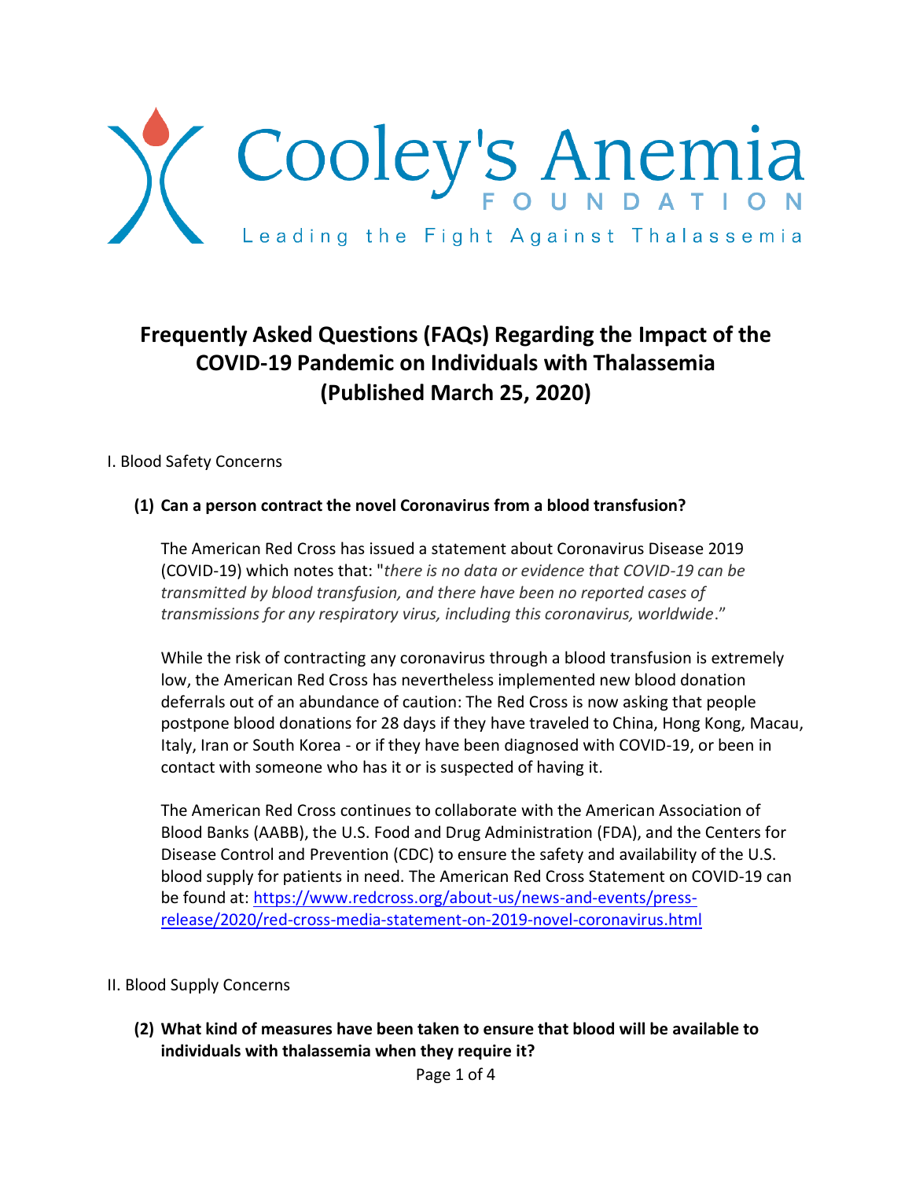Cooley's Anemia FOUNDATION

Leading the Fight Against Thalassemia

# Frequently Asked Questions (FAQs) Regarding the Impact of the COVID-19 Pandemic on Individuals with Thalassemia (Published March 25, 2020)

I. Blood Safety Concerns

**(1) Can a person contract the novel Coronavirus from a blood transfusion?**

The American Red Cross has issued a statement about Coronavirus Disease 2019 (COVID-19) which notes that: "*there is no data or evidence that COVID-19 can be transmitted by blood transfusion, and there have been no reported cases of transmissions for any respiratory virus, including this coronavirus, worldwide*."

While the risk of contracting any coronavirus through a blood transfusion is extremely low, the American Red Cross has nevertheless implemented new blood donation deferrals out of an abundance of caution: The Red Cross is now asking that people postpone blood donations for 28 days if they have traveled to China, Hong Kong, Macau, Italy, Iran or South Korea - or if they have been diagnosed with COVID-19, or been in contact with someone who has it or is suspected of having it.

The American Red Cross continues to collaborate with the American Association of Blood Banks (AABB), the U.S. Food and Drug Administration (FDA), and the Centers for Disease Control and Prevention (CDC) to ensure the safety and availability of the U.S. blood supply for patients in need. The American Red Cross Statement on COVID-19 can be found at: https://www.redcross.org/about-us/news-and-events/press-release/2020/red-cross-media-statement-on-2019-novel-coronavirus.html

II. Blood Supply Concerns

**(2) What kind of measures have been taken to ensure that blood will be available to individuals with thalassemia when they require it?**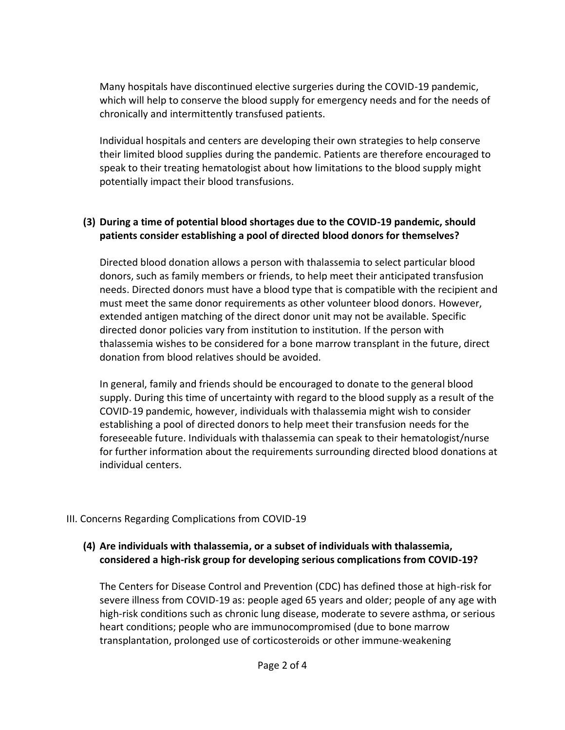Many hospitals have discontinued elective surgeries during the COVID-19 pandemic, which will help to conserve the blood supply for emergency needs and for the needs of chronically and intermittently transfused patients.

Individual hospitals and centers are developing their own strategies to help conserve their limited blood supplies during the pandemic. Patients are therefore encouraged to speak to their treating hematologist about how limitations to the blood supply might potentially impact their blood transfusions.

**(3) During a time of potential blood shortages due to the COVID-19 pandemic, should patients consider establishing a pool of directed blood donors for themselves?**

Directed blood donation allows a person with thalassemia to select particular blood donors, such as family members or friends, to help meet their anticipated transfusion needs. Directed donors must have a blood type that is compatible with the recipient and must meet the same donor requirements as other volunteer blood donors. However, extended antigen matching of the direct donor unit may not be available. Specific directed donor policies vary from institution to institution. If the person with thalassemia wishes to be considered for a bone marrow transplant in the future, direct donation from blood relatives should be avoided.

In general, family and friends should be encouraged to donate to the general blood supply. During this time of uncertainty with regard to the blood supply as a result of the COVID-19 pandemic, however, individuals with thalassemia might wish to consider establishing a pool of directed donors to help meet their transfusion needs for the foreseeable future. Individuals with thalassemia can speak to their hematologist/nurse for further information about the requirements surrounding directed blood donations at individual centers.

## III. Concerns Regarding Complications from COVID-19

**(4) Are individuals with thalassemia, or a subset of individuals with thalassemia, considered a high-risk group for developing serious complications from COVID-19?**

The Centers for Disease Control and Prevention (CDC) has defined those at high-risk for severe illness from COVID-19 as: people aged 65 years and older; people of any age with high-risk conditions such as chronic lung disease, moderate to severe asthma, or serious heart conditions; people who are immunocompromised (due to bone marrow transplantation, prolonged use of corticosteroids or other immune-weakening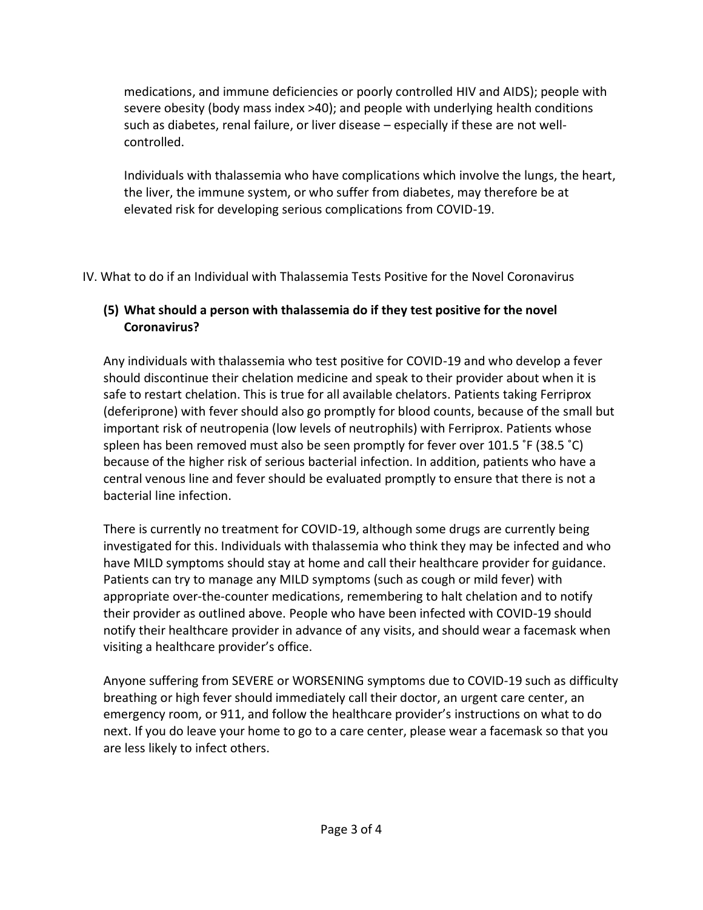medications, and immune deficiencies or poorly controlled HIV and AIDS); people with severe obesity (body mass index >40); and people with underlying health conditions such as diabetes, renal failure, or liver disease – especially if these are not well-controlled.

Individuals with thalassemia who have complications which involve the lungs, the heart, the liver, the immune system, or who suffer from diabetes, may therefore be at elevated risk for developing serious complications from COVID-19.

## IV. What to do if an Individual with Thalassemia Tests Positive for the Novel Coronavirus

### (5) What should a person with thalassemia do if they test positive for the novel Coronavirus?

Any individuals with thalassemia who test positive for COVID-19 and who develop a fever should discontinue their chelation medicine and speak to their provider about when it is safe to restart chelation. This is true for all available chelators. Patients taking Ferriprox (deferiprone) with fever should also go promptly for blood counts, because of the small but important risk of neutropenia (low levels of neutrophils) with Ferriprox. Patients whose spleen has been removed must also be seen promptly for fever over 101.5 ˚F (38.5 ˚C) because of the higher risk of serious bacterial infection. In addition, patients who have a central venous line and fever should be evaluated promptly to ensure that there is not a bacterial line infection.

There is currently no treatment for COVID-19, although some drugs are currently being investigated for this. Individuals with thalassemia who think they may be infected and who have MILD symptoms should stay at home and call their healthcare provider for guidance. Patients can try to manage any MILD symptoms (such as cough or mild fever) with appropriate over-the-counter medications, remembering to halt chelation and to notify their provider as outlined above. People who have been infected with COVID-19 should notify their healthcare provider in advance of any visits, and should wear a facemask when visiting a healthcare provider's office.

Anyone suffering from SEVERE or WORSENING symptoms due to COVID-19 such as difficulty breathing or high fever should immediately call their doctor, an urgent care center, an emergency room, or 911, and follow the healthcare provider's instructions on what to do next. If you do leave your home to go to a care center, please wear a facemask so that you are less likely to infect others.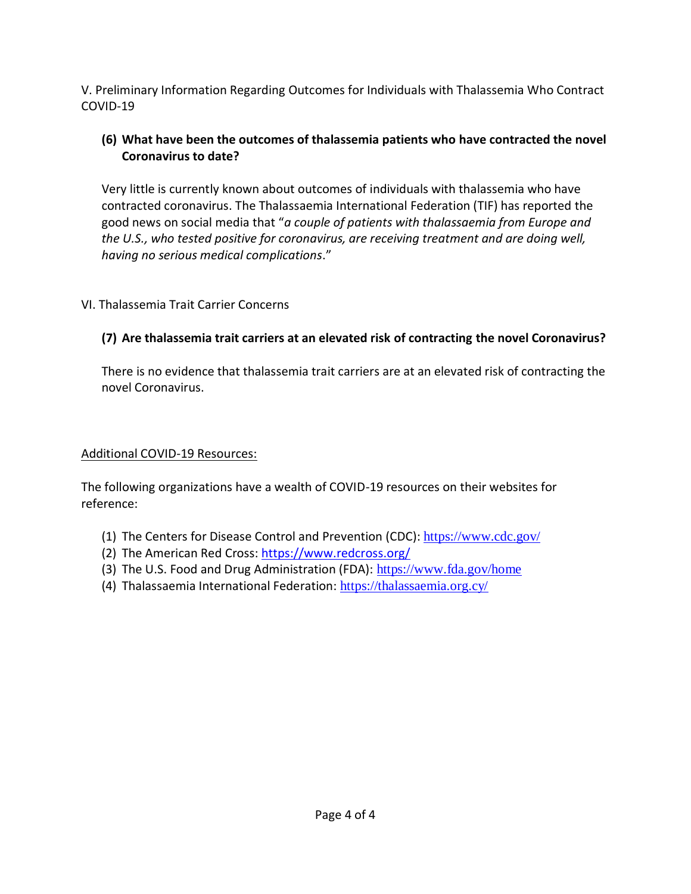## V. Preliminary Information Regarding Outcomes for Individuals with Thalassemia Who Contract COVID-19

**(6) What have been the outcomes of thalassemia patients who have contracted the novel Coronavirus to date?**

Very little is currently known about outcomes of individuals with thalassemia who have contracted coronavirus. The Thalassaemia International Federation (TIF) has reported the good news on social media that "*a couple of patients with thalassaemia from Europe and the U.S., who tested positive for coronavirus, are receiving treatment and are doing well, having no serious medical complications*."

## VI. Thalassemia Trait Carrier Concerns

**(7) Are thalassemia trait carriers at an elevated risk of contracting the novel Coronavirus?**

There is no evidence that thalassemia trait carriers are at an elevated risk of contracting the novel Coronavirus.

## Additional COVID-19 Resources:

The following organizations have a wealth of COVID-19 resources on their websites for reference:

(1) The Centers for Disease Control and Prevention (CDC): https://www.cdc.gov/
(2) The American Red Cross: https://www.redcross.org/
(3) The U.S. Food and Drug Administration (FDA): https://www.fda.gov/home
(4) Thalassaemia International Federation: https://thalassaemia.org.cy/